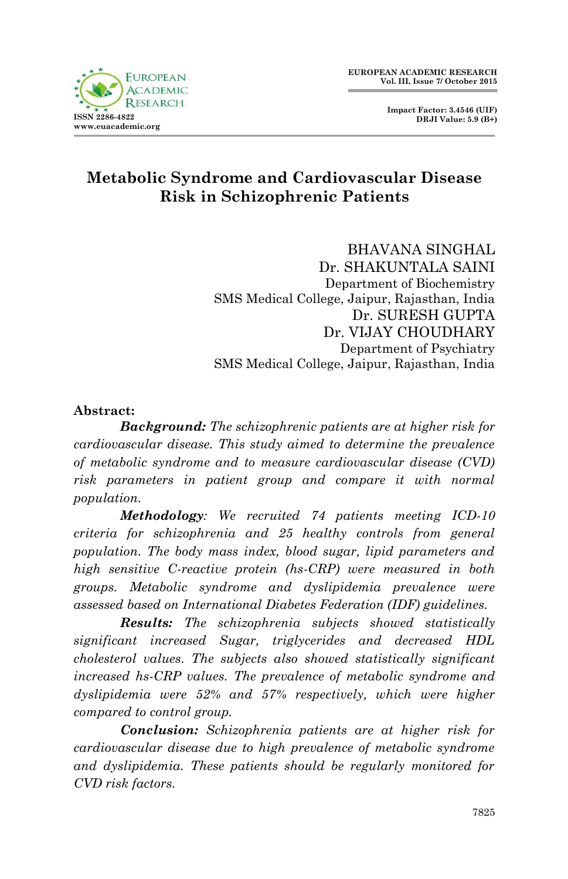# Metabolic Syndrome and Cardiovascular Disease Risk in Schizophrenic Patients

BHAVANA SINGHAL
Dr. SHAKUNTALA SAINI
Department of Biochemistry
SMS Medical College, Jaipur, Rajasthan, India
Dr. SURESH GUPTA
Dr. VIJAY CHOUDHARY
Department of Psychiatry
SMS Medical College, Jaipur, Rajasthan, India

**Abstract:**

***Background:*** *The schizophrenic patients are at higher risk for cardiovascular disease. This study aimed to determine the prevalence of metabolic syndrome and to measure cardiovascular disease (CVD) risk parameters in patient group and compare it with normal population.*

***Methodology****: We recruited 74 patients meeting ICD-10 criteria for schizophrenia and 25 healthy controls from general population. The body mass index, blood sugar, lipid parameters and high sensitive C-reactive protein (hs-CRP) were measured in both groups. Metabolic syndrome and dyslipidemia prevalence were assessed based on International Diabetes Federation (IDF) guidelines.*

***Results:*** *The schizophrenia subjects showed statistically significant increased Sugar, triglycerides and decreased HDL cholesterol values. The subjects also showed statistically significant increased hs-CRP values. The prevalence of metabolic syndrome and dyslipidemia were 52% and 57% respectively, which were higher compared to control group.*

***Conclusion:*** *Schizophrenia patients are at higher risk for cardiovascular disease due to high prevalence of metabolic syndrome and dyslipidemia. These patients should be regularly monitored for CVD risk factors.*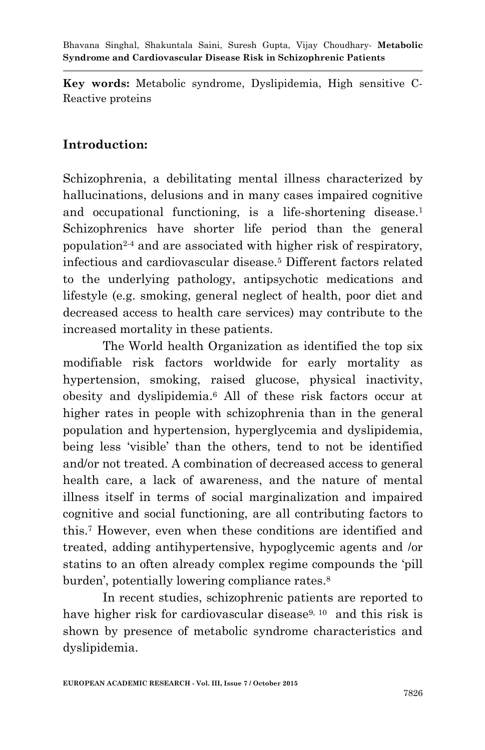**Key words:** Metabolic syndrome, Dyslipidemia, High sensitive C-Reactive proteins

## Introduction:

Schizophrenia, a debilitating mental illness characterized by hallucinations, delusions and in many cases impaired cognitive and occupational functioning, is a life-shortening disease.[1] Schizophrenics have shorter life period than the general population[2-4] and are associated with higher risk of respiratory, infectious and cardiovascular disease.[5] Different factors related to the underlying pathology, antipsychotic medications and lifestyle (e.g. smoking, general neglect of health, poor diet and decreased access to health care services) may contribute to the increased mortality in these patients.

The World health Organization as identified the top six modifiable risk factors worldwide for early mortality as hypertension, smoking, raised glucose, physical inactivity, obesity and dyslipidemia.[6] All of these risk factors occur at higher rates in people with schizophrenia than in the general population and hypertension, hyperglycemia and dyslipidemia, being less 'visible' than the others, tend to not be identified and/or not treated. A combination of decreased access to general health care, a lack of awareness, and the nature of mental illness itself in terms of social marginalization and impaired cognitive and social functioning, are all contributing factors to this.[7] However, even when these conditions are identified and treated, adding antihypertensive, hypoglycemic agents and /or statins to an often already complex regime compounds the 'pill burden', potentially lowering compliance rates.[8]

In recent studies, schizophrenic patients are reported to have higher risk for cardiovascular disease[9, 10] and this risk is shown by presence of metabolic syndrome characteristics and dyslipidemia.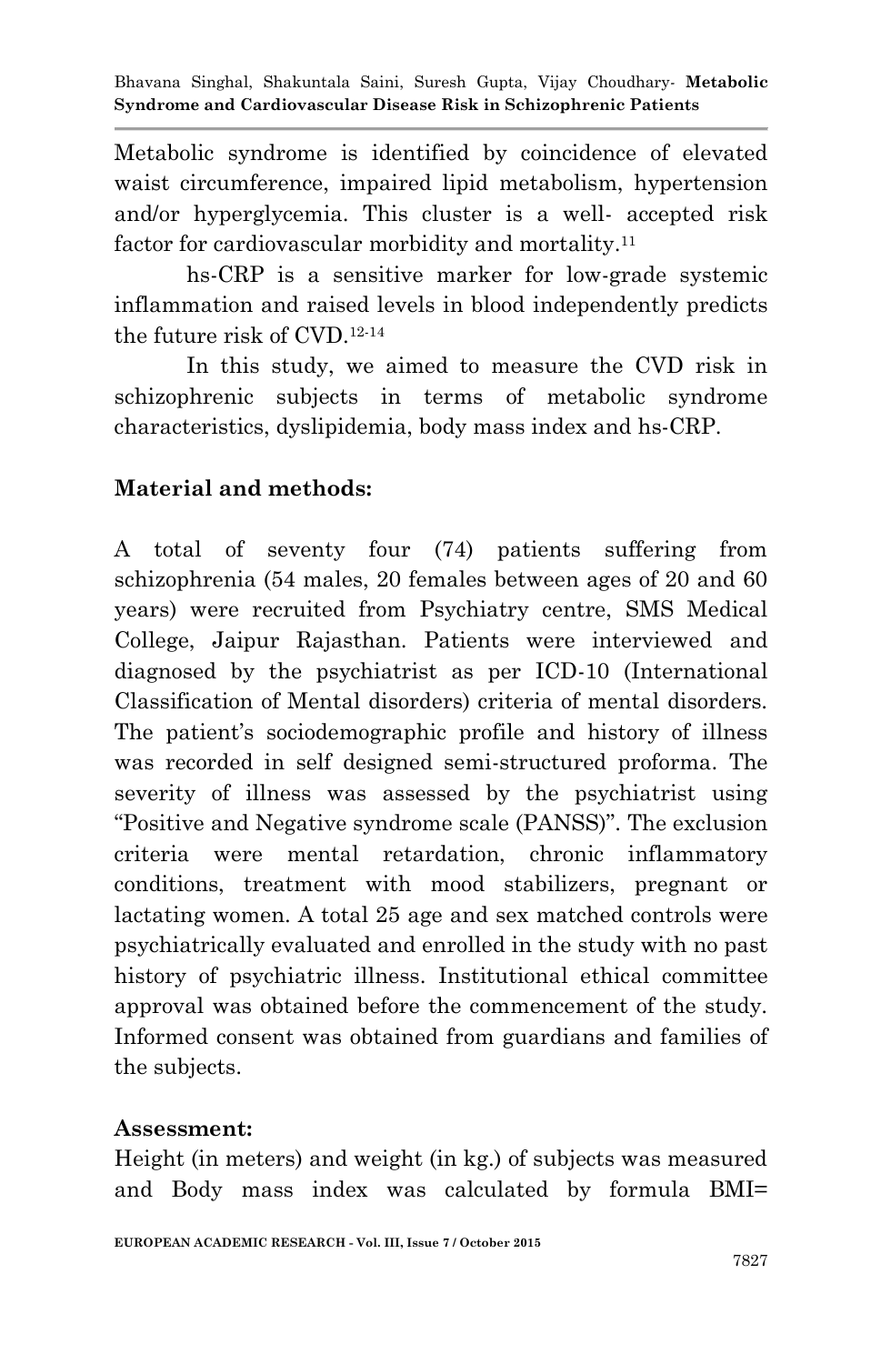Metabolic syndrome is identified by coincidence of elevated waist circumference, impaired lipid metabolism, hypertension and/or hyperglycemia. This cluster is a well- accepted risk factor for cardiovascular morbidity and mortality.[11]

hs-CRP is a sensitive marker for low-grade systemic inflammation and raised levels in blood independently predicts the future risk of CVD.[12-14]

In this study, we aimed to measure the CVD risk in schizophrenic subjects in terms of metabolic syndrome characteristics, dyslipidemia, body mass index and hs-CRP.

## Material and methods:

A total of seventy four (74) patients suffering from schizophrenia (54 males, 20 females between ages of 20 and 60 years) were recruited from Psychiatry centre, SMS Medical College, Jaipur Rajasthan. Patients were interviewed and diagnosed by the psychiatrist as per ICD-10 (International Classification of Mental disorders) criteria of mental disorders. The patient's sociodemographic profile and history of illness was recorded in self designed semi-structured proforma. The severity of illness was assessed by the psychiatrist using "Positive and Negative syndrome scale (PANSS)". The exclusion criteria were mental retardation, chronic inflammatory conditions, treatment with mood stabilizers, pregnant or lactating women. A total 25 age and sex matched controls were psychiatrically evaluated and enrolled in the study with no past history of psychiatric illness. Institutional ethical committee approval was obtained before the commencement of the study. Informed consent was obtained from guardians and families of the subjects.

### Assessment:

Height (in meters) and weight (in kg.) of subjects was measured and Body mass index was calculated by formula BMI=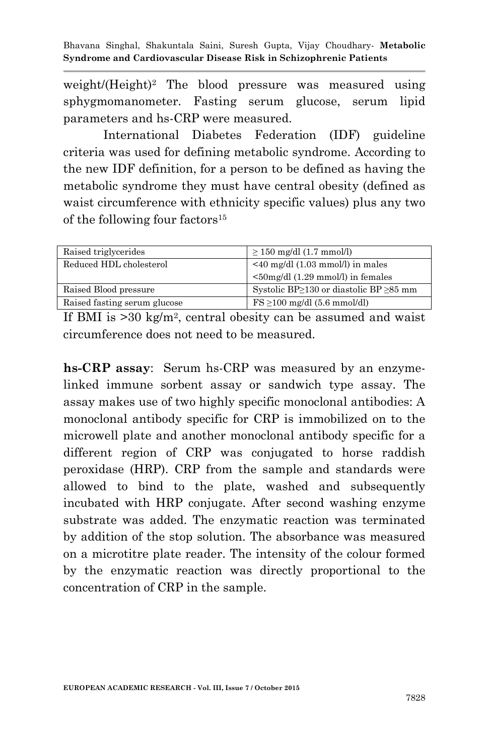weight/(Height)$^2$ The blood pressure was measured using sphygmomanometer. Fasting serum glucose, serum lipid parameters and hs-CRP were measured.

International Diabetes Federation (IDF) guideline criteria was used for defining metabolic syndrome. According to the new IDF definition, for a person to be defined as having the metabolic syndrome they must have central obesity (defined as waist circumference with ethnicity specific values) plus any two of the following four factors[15]

| | |
|---|---|
| Raised triglycerides | ≥ 150 mg/dl (1.7 mmol/l) |
| Reduced HDL cholesterol | <40 mg/dl (1.03 mmol/l) in males<br><50mg/dl (1.29 mmol/l) in females |
| Raised Blood pressure | Systolic BP≥130 or diastolic BP ≥85 mm |
| Raised fasting serum glucose | FS ≥100 mg/dl (5.6 mmol/dl) |

If BMI is >30 kg/m$^2$, central obesity can be assumed and waist circumference does not need to be measured.

**hs-CRP assay**: Serum hs-CRP was measured by an enzyme-linked immune sorbent assay or sandwich type assay. The assay makes use of two highly specific monoclonal antibodies: A monoclonal antibody specific for CRP is immobilized on to the microwell plate and another monoclonal antibody specific for a different region of CRP was conjugated to horse raddish peroxidase (HRP). CRP from the sample and standards were allowed to bind to the plate, washed and subsequently incubated with HRP conjugate. After second washing enzyme substrate was added. The enzymatic reaction was terminated by addition of the stop solution. The absorbance was measured on a microtitre plate reader. The intensity of the colour formed by the enzymatic reaction was directly proportional to the concentration of CRP in the sample.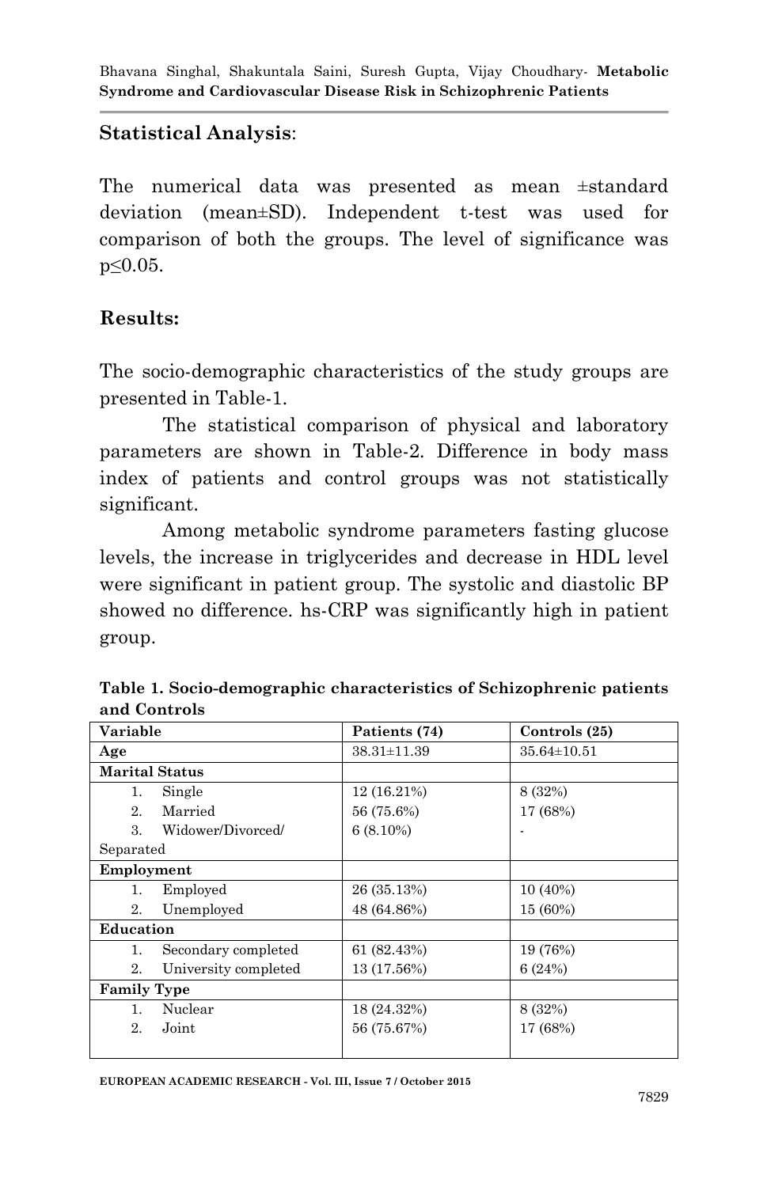### Statistical Analysis:

The numerical data was presented as mean ±standard deviation (mean±SD). Independent t-test was used for comparison of both the groups. The level of significance was p≤0.05.

### Results:

The socio-demographic characteristics of the study groups are presented in Table-1.

The statistical comparison of physical and laboratory parameters are shown in Table-2. Difference in body mass index of patients and control groups was not statistically significant.

Among metabolic syndrome parameters fasting glucose levels, the increase in triglycerides and decrease in HDL level were significant in patient group. The systolic and diastolic BP showed no difference. hs-CRP was significantly high in patient group.

**Table 1. Socio-demographic characteristics of Schizophrenic patients and Controls**

| Variable | Patients (74) | Controls (25) |
|---|---|---|
| **Age** | 38.31±11.39 | 35.64±10.51 |
| **Marital Status** | | |
| 1. Single | 12 (16.21%) | 8 (32%) |
| 2. Married | 56 (75.6%) | 17 (68%) |
| 3. Widower/Divorced/ Separated | 6 (8.10%) | - |
| **Employment** | | |
| 1. Employed | 26 (35.13%) | 10 (40%) |
| 2. Unemployed | 48 (64.86%) | 15 (60%) |
| **Education** | | |
| 1. Secondary completed | 61 (82.43%) | 19 (76%) |
| 2. University completed | 13 (17.56%) | 6 (24%) |
| **Family Type** | | |
| 1. Nuclear | 18 (24.32%) | 8 (32%) |
| 2. Joint | 56 (75.67%) | 17 (68%) |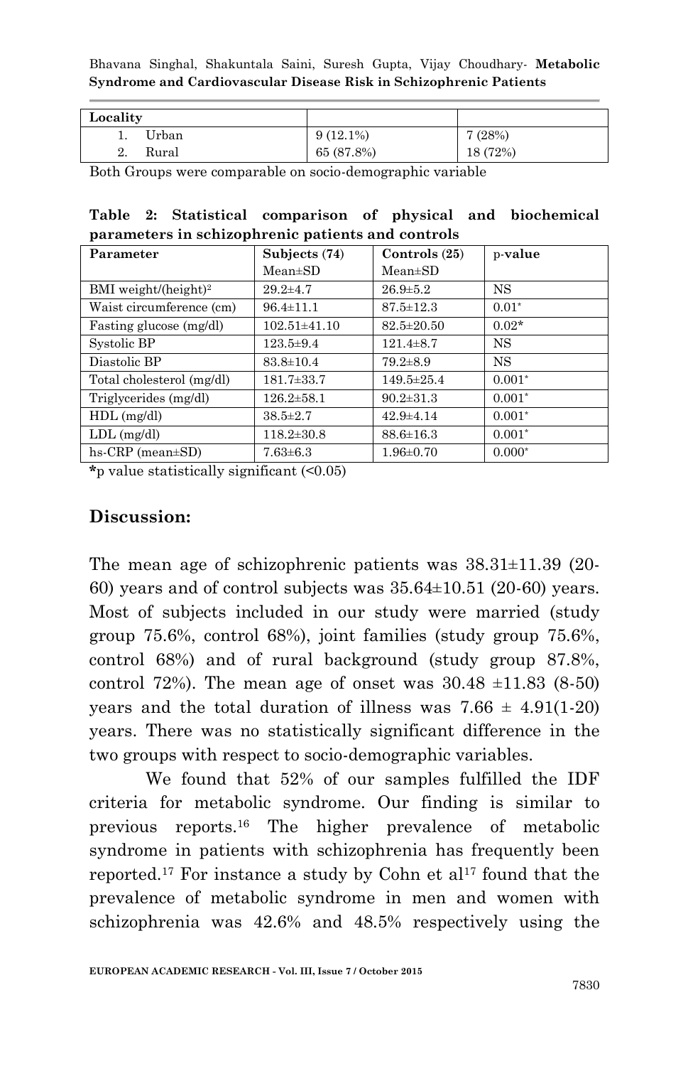| Locality | | |
|---|---|---|
| 1. Urban | 9 (12.1%) | 7 (28%) |
| 2. Rural | 65 (87.8%) | 18 (72%) |

Both Groups were comparable on socio-demographic variable

**Table 2: Statistical comparison of physical and biochemical parameters in schizophrenic patients and controls**

| Parameter | Subjects (74) Mean±SD | Controls (25) Mean±SD | p-value |
|---|---|---|---|
| BMI weight/(height)$^2$ | 29.2±4.7 | 26.9±5.2 | NS |
| Waist circumference (cm) | 96.4±11.1 | 87.5±12.3 | 0.01* |
| Fasting glucose (mg/dl) | 102.51±41.10 | 82.5±20.50 | 0.02* |
| Systolic BP | 123.5±9.4 | 121.4±8.7 | NS |
| Diastolic BP | 83.8±10.4 | 79.2±8.9 | NS |
| Total cholesterol (mg/dl) | 181.7±33.7 | 149.5±25.4 | 0.001* |
| Triglycerides (mg/dl) | 126.2±58.1 | 90.2±31.3 | 0.001* |
| HDL (mg/dl) | 38.5±2.7 | 42.9±4.14 | 0.001* |
| LDL (mg/dl) | 118.2±30.8 | 88.6±16.3 | 0.001* |
| hs-CRP (mean±SD) | 7.63±6.3 | 1.96±0.70 | 0.000* |

**\***p value statistically significant (<0.05)

## Discussion:

The mean age of schizophrenic patients was 38.31±11.39 (20-60) years and of control subjects was 35.64±10.51 (20-60) years. Most of subjects included in our study were married (study group 75.6%, control 68%), joint families (study group 75.6%, control 68%) and of rural background (study group 87.8%, control 72%). The mean age of onset was 30.48 ±11.83 (8-50) years and the total duration of illness was 7.66 ± 4.91(1-20) years. There was no statistically significant difference in the two groups with respect to socio-demographic variables.

We found that 52% of our samples fulfilled the IDF criteria for metabolic syndrome. Our finding is similar to previous reports.[16] The higher prevalence of metabolic syndrome in patients with schizophrenia has frequently been reported.[17] For instance a study by Cohn et al[17] found that the prevalence of metabolic syndrome in men and women with schizophrenia was 42.6% and 48.5% respectively using the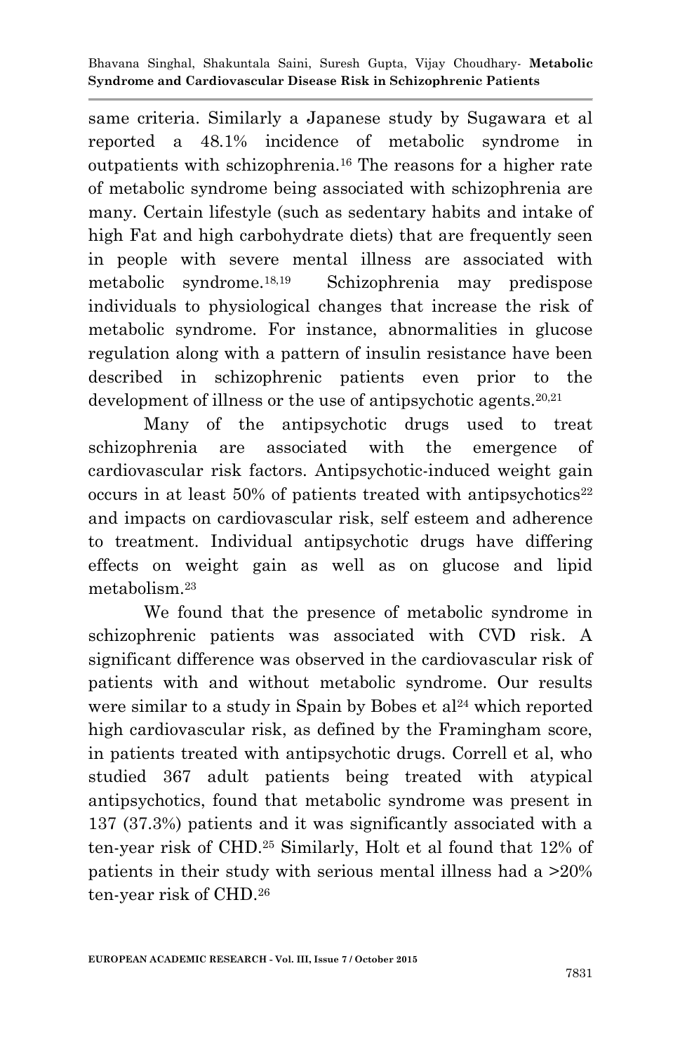same criteria. Similarly a Japanese study by Sugawara et al reported a 48.1% incidence of metabolic syndrome in outpatients with schizophrenia.[16] The reasons for a higher rate of metabolic syndrome being associated with schizophrenia are many. Certain lifestyle (such as sedentary habits and intake of high Fat and high carbohydrate diets) that are frequently seen in people with severe mental illness are associated with metabolic syndrome.[18,19] Schizophrenia may predispose individuals to physiological changes that increase the risk of metabolic syndrome. For instance, abnormalities in glucose regulation along with a pattern of insulin resistance have been described in schizophrenic patients even prior to the development of illness or the use of antipsychotic agents.[20,21]

Many of the antipsychotic drugs used to treat schizophrenia are associated with the emergence of cardiovascular risk factors. Antipsychotic-induced weight gain occurs in at least 50% of patients treated with antipsychotics[22] and impacts on cardiovascular risk, self esteem and adherence to treatment. Individual antipsychotic drugs have differing effects on weight gain as well as on glucose and lipid metabolism.[23]

We found that the presence of metabolic syndrome in schizophrenic patients was associated with CVD risk. A significant difference was observed in the cardiovascular risk of patients with and without metabolic syndrome. Our results were similar to a study in Spain by Bobes et al[24] which reported high cardiovascular risk, as defined by the Framingham score, in patients treated with antipsychotic drugs. Correll et al, who studied 367 adult patients being treated with atypical antipsychotics, found that metabolic syndrome was present in 137 (37.3%) patients and it was significantly associated with a ten-year risk of CHD.[25] Similarly, Holt et al found that 12% of patients in their study with serious mental illness had a >20% ten-year risk of CHD.[26]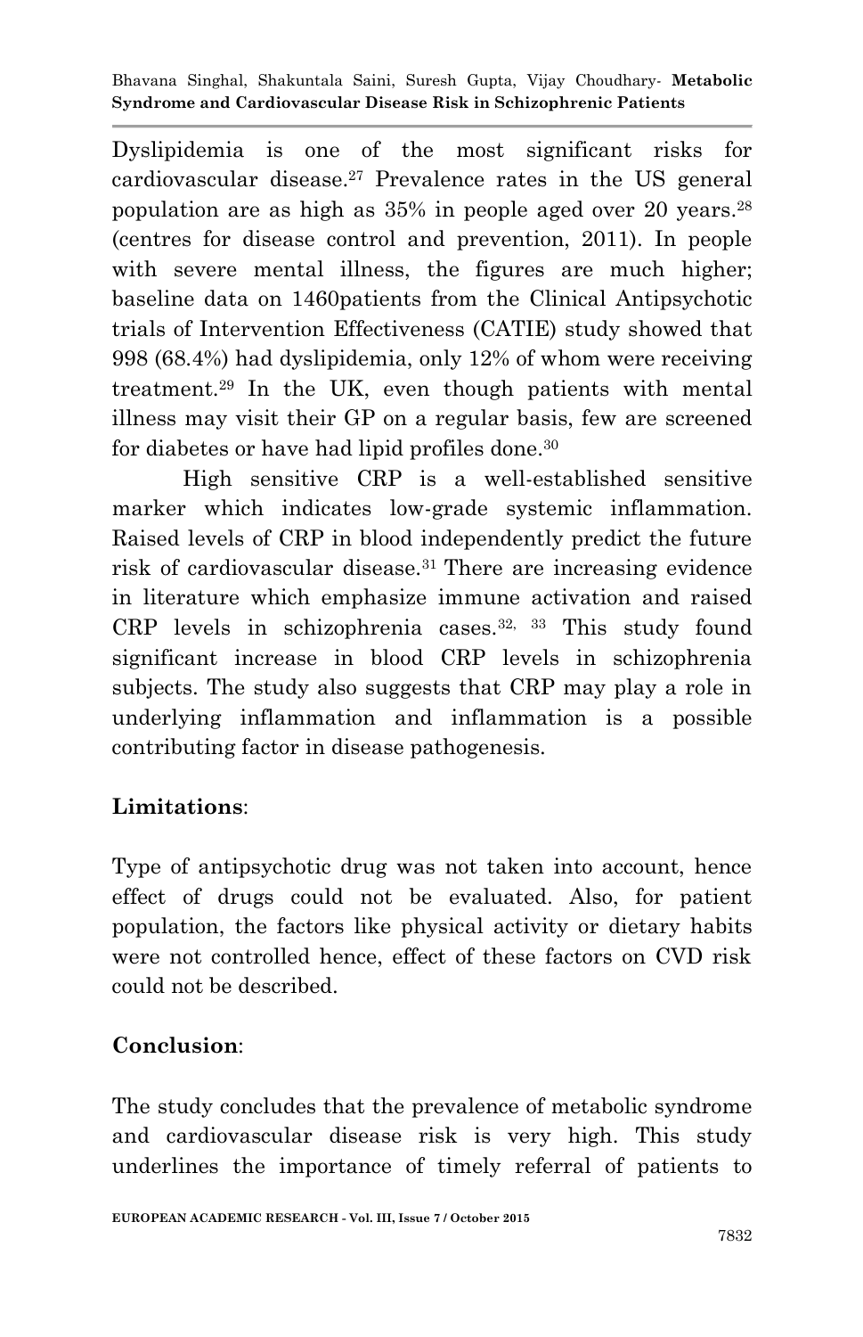Dyslipidemia is one of the most significant risks for cardiovascular disease.[27] Prevalence rates in the US general population are as high as 35% in people aged over 20 years.[28] (centres for disease control and prevention, 2011). In people with severe mental illness, the figures are much higher; baseline data on 1460patients from the Clinical Antipsychotic trials of Intervention Effectiveness (CATIE) study showed that 998 (68.4%) had dyslipidemia, only 12% of whom were receiving treatment.[29] In the UK, even though patients with mental illness may visit their GP on a regular basis, few are screened for diabetes or have had lipid profiles done.[30]

High sensitive CRP is a well-established sensitive marker which indicates low-grade systemic inflammation. Raised levels of CRP in blood independently predict the future risk of cardiovascular disease.[31] There are increasing evidence in literature which emphasize immune activation and raised CRP levels in schizophrenia cases.[32, 33] This study found significant increase in blood CRP levels in schizophrenia subjects. The study also suggests that CRP may play a role in underlying inflammation and inflammation is a possible contributing factor in disease pathogenesis.

**Limitations**:

Type of antipsychotic drug was not taken into account, hence effect of drugs could not be evaluated. Also, for patient population, the factors like physical activity or dietary habits were not controlled hence, effect of these factors on CVD risk could not be described.

**Conclusion**:

The study concludes that the prevalence of metabolic syndrome and cardiovascular disease risk is very high. This study underlines the importance of timely referral of patients to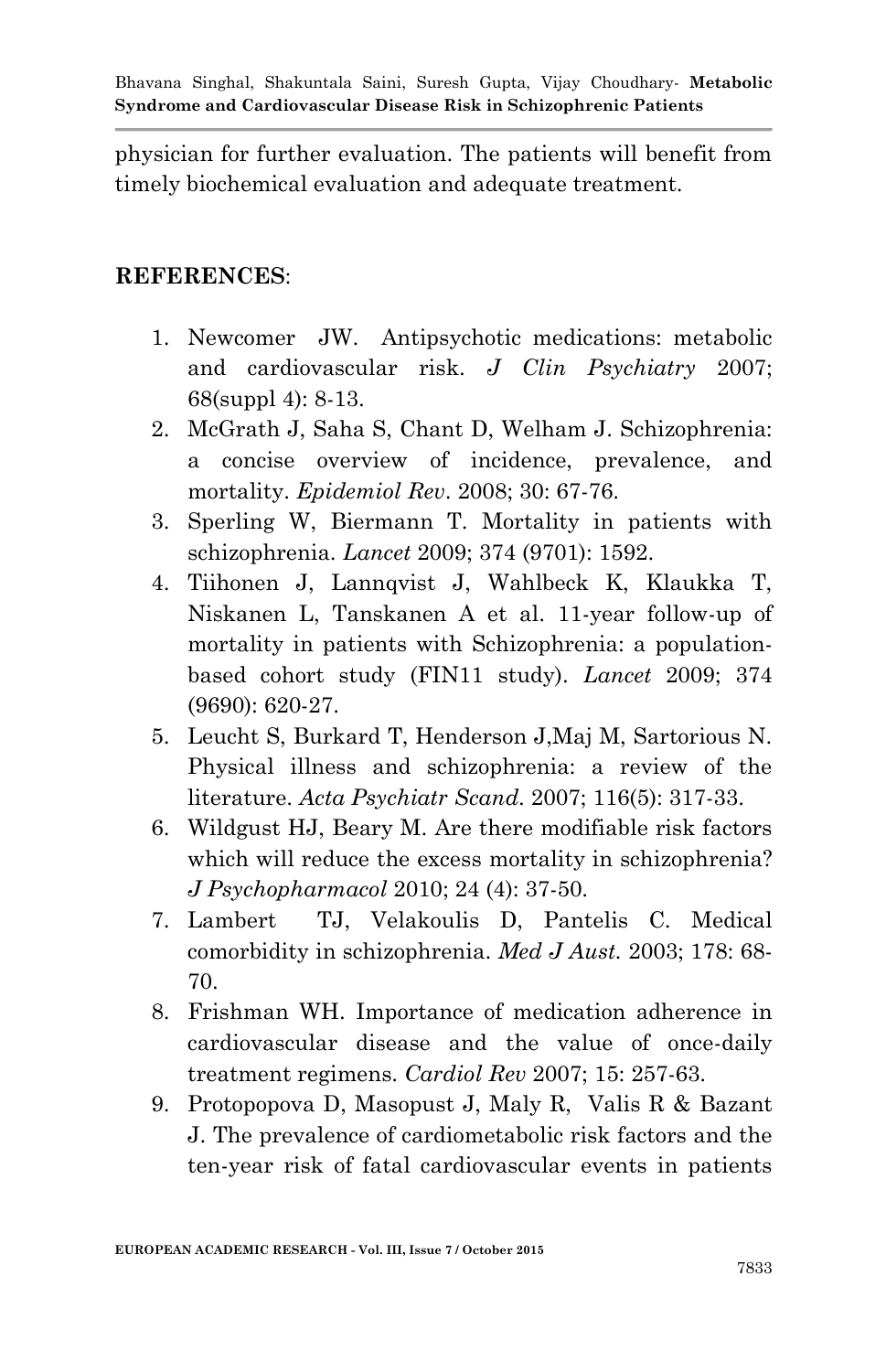physician for further evaluation. The patients will benefit from timely biochemical evaluation and adequate treatment.

**REFERENCES**:

1. Newcomer JW. Antipsychotic medications: metabolic and cardiovascular risk. *J Clin Psychiatry* 2007; 68(suppl 4): 8-13.
2. McGrath J, Saha S, Chant D, Welham J. Schizophrenia: a concise overview of incidence, prevalence, and mortality. *Epidemiol Rev*. 2008; 30: 67-76.
3. Sperling W, Biermann T. Mortality in patients with schizophrenia. *Lancet* 2009; 374 (9701): 1592.
4. Tiihonen J, Lannqvist J, Wahlbeck K, Klaukka T, Niskanen L, Tanskanen A et al. 11-year follow-up of mortality in patients with Schizophrenia: a population-based cohort study (FIN11 study). *Lancet* 2009; 374 (9690): 620-27.
5. Leucht S, Burkard T, Henderson J,Maj M, Sartorious N. Physical illness and schizophrenia: a review of the literature. *Acta Psychiatr Scand*. 2007; 116(5): 317-33.
6. Wildgust HJ, Beary M. Are there modifiable risk factors which will reduce the excess mortality in schizophrenia? *J Psychopharmacol* 2010; 24 (4): 37-50.
7. Lambert TJ, Velakoulis D, Pantelis C. Medical comorbidity in schizophrenia. *Med J Aust.* 2003; 178: 68-70.
8. Frishman WH. Importance of medication adherence in cardiovascular disease and the value of once-daily treatment regimens. *Cardiol Rev* 2007; 15: 257-63.
9. Protopopova D, Masopust J, Maly R, Valis R & Bazant J. The prevalence of cardiometabolic risk factors and the ten-year risk of fatal cardiovascular events in patients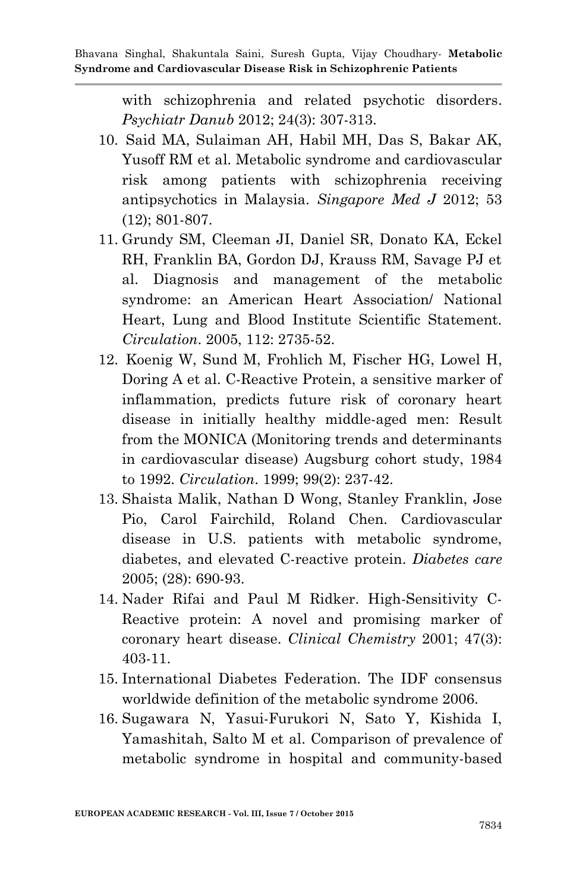with schizophrenia and related psychotic disorders. *Psychiatr Danub* 2012; 24(3): 307-313.

10. Said MA, Sulaiman AH, Habil MH, Das S, Bakar AK, Yusoff RM et al. Metabolic syndrome and cardiovascular risk among patients with schizophrenia receiving antipsychotics in Malaysia. *Singapore Med J* 2012; 53 (12); 801-807.
11. Grundy SM, Cleeman JI, Daniel SR, Donato KA, Eckel RH, Franklin BA, Gordon DJ, Krauss RM, Savage PJ et al. Diagnosis and management of the metabolic syndrome: an American Heart Association/ National Heart, Lung and Blood Institute Scientific Statement. *Circulation*. 2005, 112: 2735-52.
12. Koenig W, Sund M, Frohlich M, Fischer HG, Lowel H, Doring A et al. C-Reactive Protein, a sensitive marker of inflammation, predicts future risk of coronary heart disease in initially healthy middle-aged men: Result from the MONICA (Monitoring trends and determinants in cardiovascular disease) Augsburg cohort study, 1984 to 1992. *Circulation*. 1999; 99(2): 237-42.
13. Shaista Malik, Nathan D Wong, Stanley Franklin, Jose Pio, Carol Fairchild, Roland Chen. Cardiovascular disease in U.S. patients with metabolic syndrome, diabetes, and elevated C-reactive protein. *Diabetes care* 2005; (28): 690-93.
14. Nader Rifai and Paul M Ridker. High-Sensitivity C-Reactive protein: A novel and promising marker of coronary heart disease. *Clinical Chemistry* 2001; 47(3): 403-11.
15. International Diabetes Federation. The IDF consensus worldwide definition of the metabolic syndrome 2006.
16. Sugawara N, Yasui-Furukori N, Sato Y, Kishida I, Yamashitah, Salto M et al. Comparison of prevalence of metabolic syndrome in hospital and community-based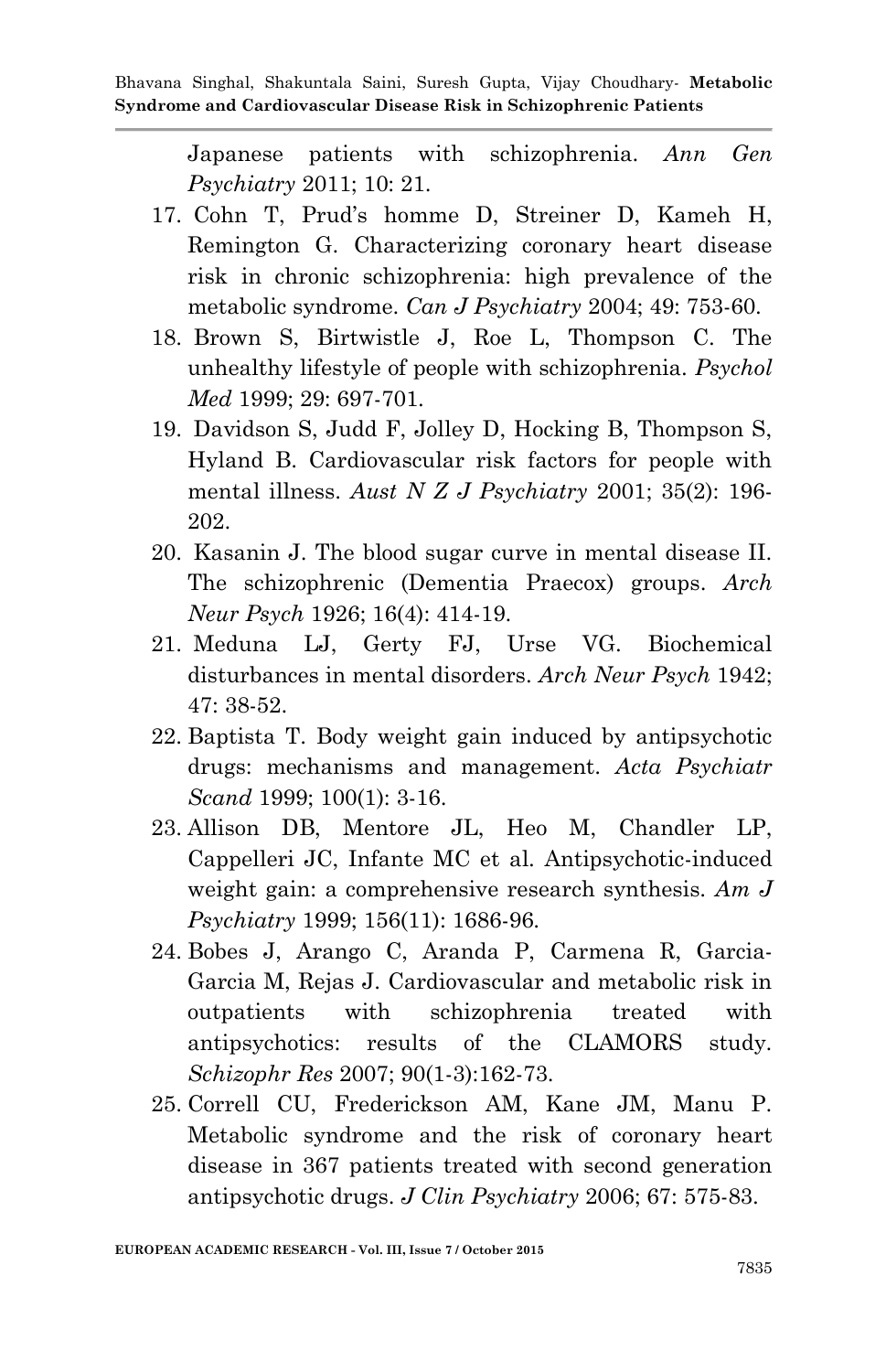Japanese patients with schizophrenia. *Ann Gen Psychiatry* 2011; 10: 21.

17. Cohn T, Prud's homme D, Streiner D, Kameh H, Remington G. Characterizing coronary heart disease risk in chronic schizophrenia: high prevalence of the metabolic syndrome. *Can J Psychiatry* 2004; 49: 753-60.
18. Brown S, Birtwistle J, Roe L, Thompson C. The unhealthy lifestyle of people with schizophrenia. *Psychol Med* 1999; 29: 697-701.
19. Davidson S, Judd F, Jolley D, Hocking B, Thompson S, Hyland B. Cardiovascular risk factors for people with mental illness. *Aust N Z J Psychiatry* 2001; 35(2): 196-202.
20. Kasanin J. The blood sugar curve in mental disease II. The schizophrenic (Dementia Praecox) groups. *Arch Neur Psych* 1926; 16(4): 414-19.
21. Meduna LJ, Gerty FJ, Urse VG. Biochemical disturbances in mental disorders. *Arch Neur Psych* 1942; 47: 38-52.
22. Baptista T. Body weight gain induced by antipsychotic drugs: mechanisms and management. *Acta Psychiatr Scand* 1999; 100(1): 3-16.
23. Allison DB, Mentore JL, Heo M, Chandler LP, Cappelleri JC, Infante MC et al. Antipsychotic-induced weight gain: a comprehensive research synthesis. *Am J Psychiatry* 1999; 156(11): 1686-96.
24. Bobes J, Arango C, Aranda P, Carmena R, Garcia-Garcia M, Rejas J. Cardiovascular and metabolic risk in outpatients with schizophrenia treated with antipsychotics: results of the CLAMORS study. *Schizophr Res* 2007; 90(1-3):162-73.
25. Correll CU, Frederickson AM, Kane JM, Manu P. Metabolic syndrome and the risk of coronary heart disease in 367 patients treated with second generation antipsychotic drugs. *J Clin Psychiatry* 2006; 67: 575-83.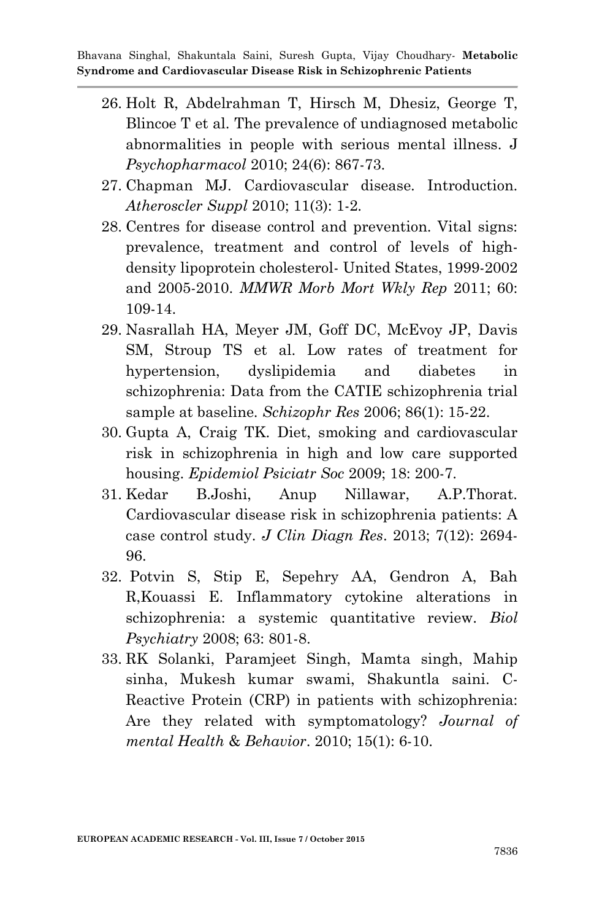26. Holt R, Abdelrahman T, Hirsch M, Dhesiz, George T, Blincoe T et al. The prevalence of undiagnosed metabolic abnormalities in people with serious mental illness. J *Psychopharmacol* 2010; 24(6): 867-73.
27. Chapman MJ. Cardiovascular disease. Introduction. *Atheroscler Suppl* 2010; 11(3): 1-2.
28. Centres for disease control and prevention. Vital signs: prevalence, treatment and control of levels of high-density lipoprotein cholesterol- United States, 1999-2002 and 2005-2010. *MMWR Morb Mort Wkly Rep* 2011; 60: 109-14.
29. Nasrallah HA, Meyer JM, Goff DC, McEvoy JP, Davis SM, Stroup TS et al. Low rates of treatment for hypertension, dyslipidemia and diabetes in schizophrenia: Data from the CATIE schizophrenia trial sample at baseline. *Schizophr Res* 2006; 86(1): 15-22.
30. Gupta A, Craig TK. Diet, smoking and cardiovascular risk in schizophrenia in high and low care supported housing. *Epidemiol Psiciatr Soc* 2009; 18: 200-7.
31. Kedar B.Joshi, Anup Nillawar, A.P.Thorat. Cardiovascular disease risk in schizophrenia patients: A case control study. *J Clin Diagn Res*. 2013; 7(12): 2694-96.
32. Potvin S, Stip E, Sepehry AA, Gendron A, Bah R,Kouassi E. Inflammatory cytokine alterations in schizophrenia: a systemic quantitative review. *Biol Psychiatry* 2008; 63: 801-8.
33. RK Solanki, Paramjeet Singh, Mamta singh, Mahip sinha, Mukesh kumar swami, Shakuntla saini. C-Reactive Protein (CRP) in patients with schizophrenia: Are they related with symptomatology? *Journal of mental Health* & *Behavior*. 2010; 15(1): 6-10.